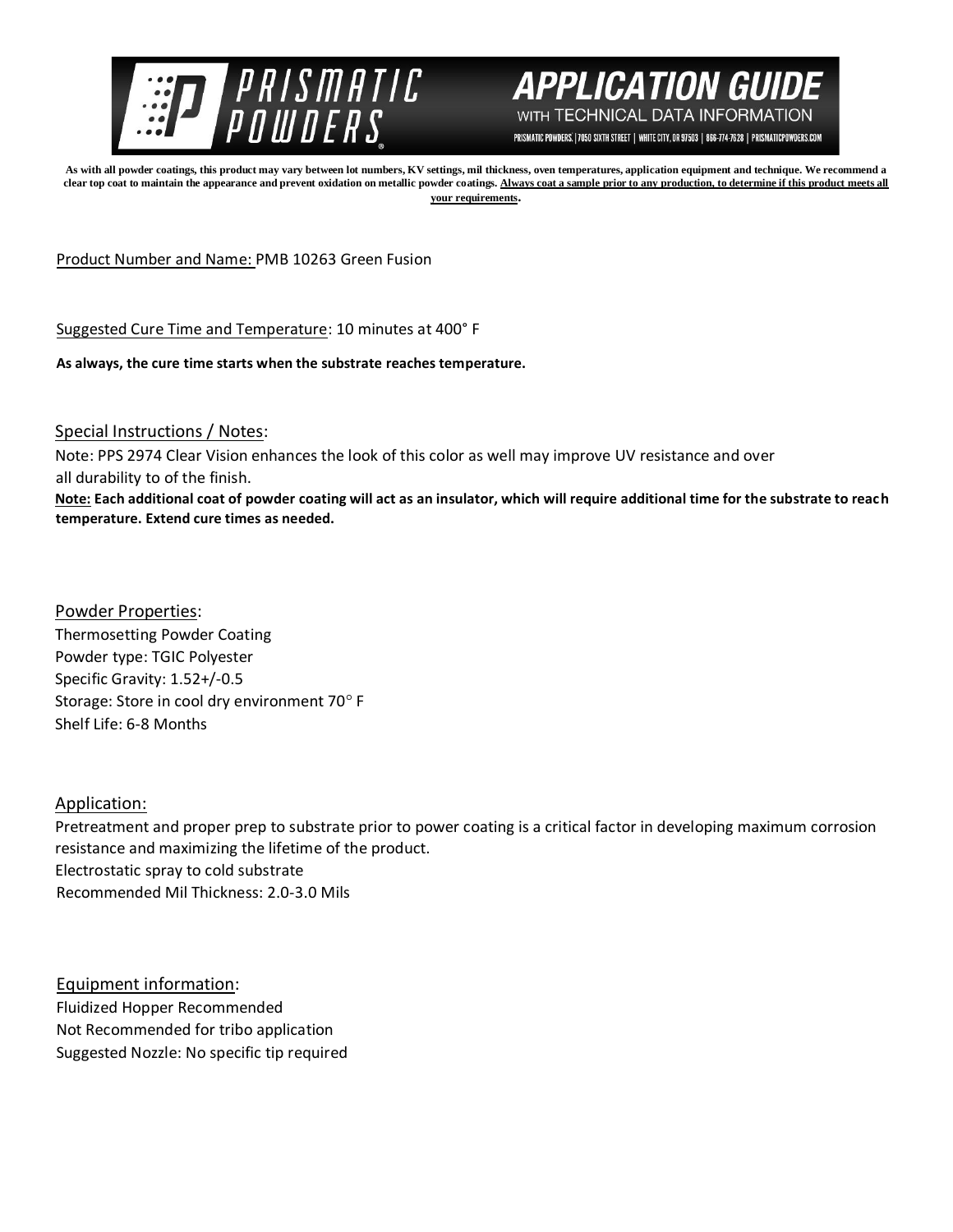# APPLICATION GUIDE

WITH TECHNICAL DATA INFORMATION

PRISMATIC POWDERS. | 7050 SIXTH STREET | WHITE CITY, OR 97503 | 866-774-7628 | PRISMATICPOWDERS.COM

**As with all powder coatings, this product may vary between lot numbers, KV settings, mil thickness, oven temperatures, application equipment and technique. We recommend a clear top coat to maintain the appearance and prevent oxidation on metallic powder coatings. <u>Always coat a sample prior to any production, to determine if this product meets all your requirements</u>.**

<u>Product Number and Name:</u> PMB 10263 Green Fusion

<u>Suggested Cure Time and Temperature</u>: 10 minutes at 400° F

**As always, the cure time starts when the substrate reaches temperature.**

## <u>Special Instructions / Notes</u>:

Note: PPS 2974 Clear Vision enhances the look of this color as well may improve UV resistance and over all durability to of the finish.

**<u>Note:</u> Each additional coat of powder coating will act as an insulator, which will require additional time for the substrate to reach temperature. Extend cure times as needed.**

## <u>Powder Properties</u>:

Thermosetting Powder Coating
Powder type: TGIC Polyester
Specific Gravity: 1.52+/-0.5
Storage: Store in cool dry environment 70° F
Shelf Life: 6-8 Months

## <u>Application:</u>

Pretreatment and proper prep to substrate prior to power coating is a critical factor in developing maximum corrosion resistance and maximizing the lifetime of the product.
Electrostatic spray to cold substrate
Recommended Mil Thickness: 2.0-3.0 Mils

## <u>Equipment information</u>:

Fluidized Hopper Recommended
Not Recommended for tribo application
Suggested Nozzle: No specific tip required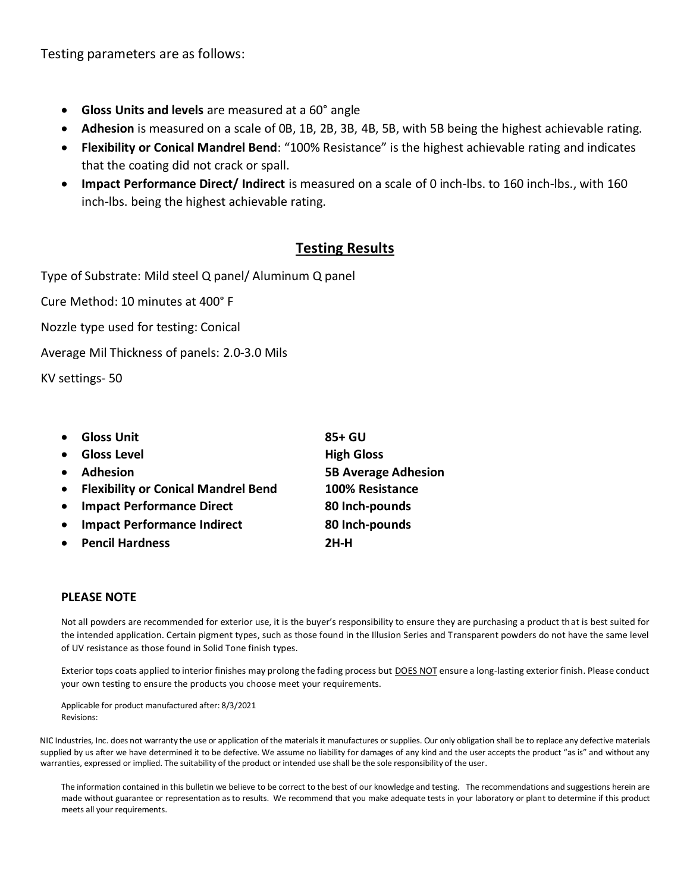Testing parameters are as follows:

- **Gloss Units and levels** are measured at a 60° angle
- **Adhesion** is measured on a scale of 0B, 1B, 2B, 3B, 4B, 5B, with 5B being the highest achievable rating.
- **Flexibility or Conical Mandrel Bend**: "100% Resistance" is the highest achievable rating and indicates that the coating did not crack or spall.
- **Impact Performance Direct/ Indirect** is measured on a scale of 0 inch-lbs. to 160 inch-lbs., with 160 inch-lbs. being the highest achievable rating.

## Testing Results

Type of Substrate: Mild steel Q panel/ Aluminum Q panel

Cure Method: 10 minutes at 400° F

Nozzle type used for testing: Conical

Average Mil Thickness of panels: 2.0-3.0 Mils

KV settings- 50

| | |
|---|---|
| **Gloss Unit** | **85+ GU** |
| **Gloss Level** | **High Gloss** |
| **Adhesion** | **5B Average Adhesion** |
| **Flexibility or Conical Mandrel Bend** | **100% Resistance** |
| **Impact Performance Direct** | **80 Inch-pounds** |
| **Impact Performance Indirect** | **80 Inch-pounds** |
| **Pencil Hardness** | **2H-H** |

### PLEASE NOTE

Not all powders are recommended for exterior use, it is the buyer's responsibility to ensure they are purchasing a product that is best suited for the intended application. Certain pigment types, such as those found in the Illusion Series and Transparent powders do not have the same level of UV resistance as those found in Solid Tone finish types.

Exterior tops coats applied to interior finishes may prolong the fading process but DOES NOT ensure a long-lasting exterior finish. Please conduct your own testing to ensure the products you choose meet your requirements.

Applicable for product manufactured after: 8/3/2021
Revisions:

NIC Industries, Inc. does not warranty the use or application of the materials it manufactures or supplies. Our only obligation shall be to replace any defective materials supplied by us after we have determined it to be defective. We assume no liability for damages of any kind and the user accepts the product "as is" and without any warranties, expressed or implied. The suitability of the product or intended use shall be the sole responsibility of the user.

The information contained in this bulletin we believe to be correct to the best of our knowledge and testing. The recommendations and suggestions herein are made without guarantee or representation as to results. We recommend that you make adequate tests in your laboratory or plant to determine if this product meets all your requirements.